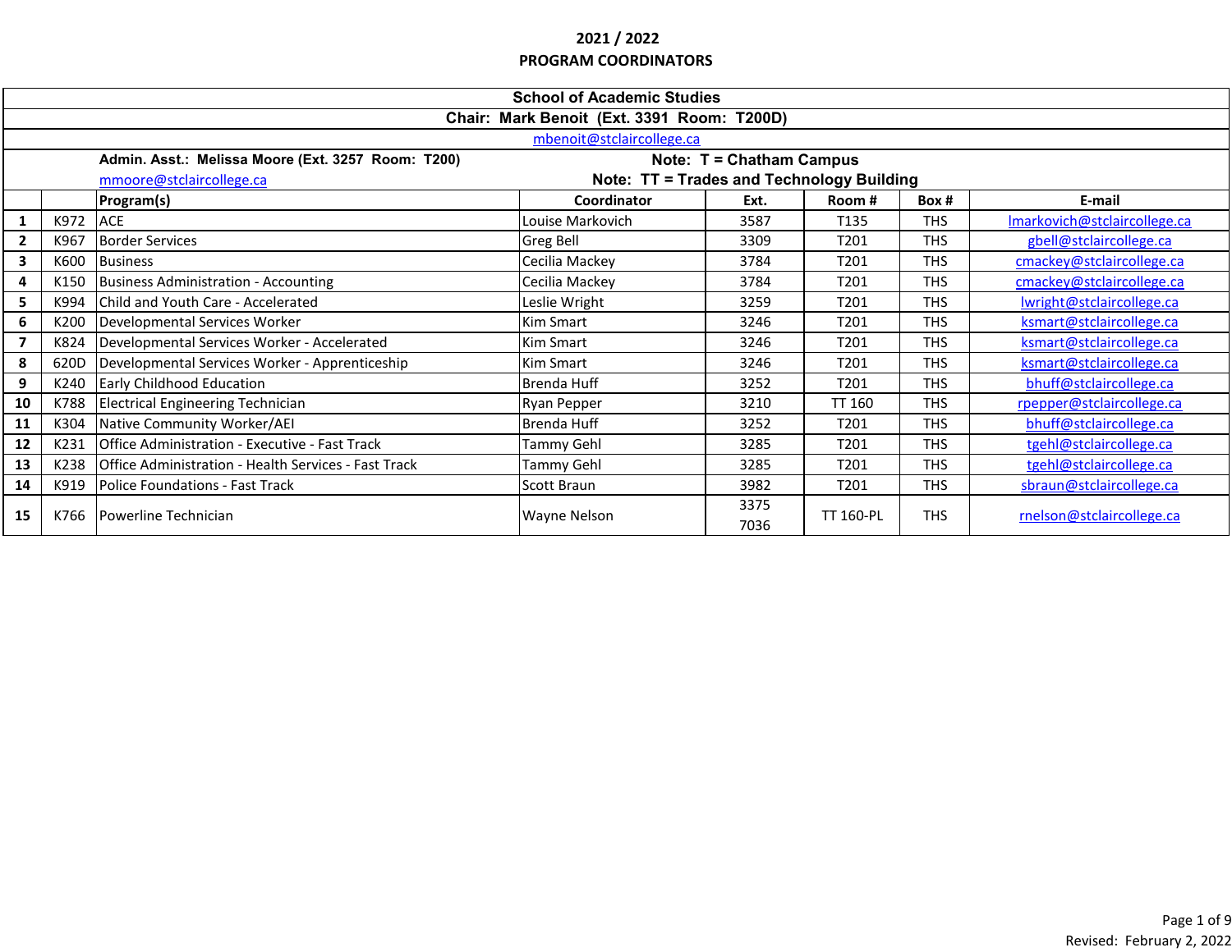# 2021 / 2022
# PROGRAM COORDINATORS

## School of Academic Studies

**Chair: Mark Benoit (Ext. 3391 Room: T200D)**

mbenoit@stclaircollege.ca

**Admin. Asst.: Melissa Moore (Ext. 3257 Room: T200)**
mmoore@stclaircollege.ca

**Note: T = Chatham Campus**
**Note: TT = Trades and Technology Building**

| | | Program(s) | Coordinator | Ext. | Room # | Box # | E-mail |
|---|---|---|---|---|---|---|---|
| 1 | K972 | ACE | Louise Markovich | 3587 | T135 | THS | lmarkovich@stclaircollege.ca |
| 2 | K967 | Border Services | Greg Bell | 3309 | T201 | THS | gbell@stclaircollege.ca |
| 3 | K600 | Business | Cecilia Mackey | 3784 | T201 | THS | cmackey@stclaircollege.ca |
| 4 | K150 | Business Administration - Accounting | Cecilia Mackey | 3784 | T201 | THS | cmackey@stclaircollege.ca |
| 5 | K994 | Child and Youth Care - Accelerated | Leslie Wright | 3259 | T201 | THS | lwright@stclaircollege.ca |
| 6 | K200 | Developmental Services Worker | Kim Smart | 3246 | T201 | THS | ksmart@stclaircollege.ca |
| 7 | K824 | Developmental Services Worker - Accelerated | Kim Smart | 3246 | T201 | THS | ksmart@stclaircollege.ca |
| 8 | 620D | Developmental Services Worker - Apprenticeship | Kim Smart | 3246 | T201 | THS | ksmart@stclaircollege.ca |
| 9 | K240 | Early Childhood Education | Brenda Huff | 3252 | T201 | THS | bhuff@stclaircollege.ca |
| 10 | K788 | Electrical Engineering Technician | Ryan Pepper | 3210 | TT 160 | THS | rpepper@stclaircollege.ca |
| 11 | K304 | Native Community Worker/AEI | Brenda Huff | 3252 | T201 | THS | bhuff@stclaircollege.ca |
| 12 | K231 | Office Administration - Executive - Fast Track | Tammy Gehl | 3285 | T201 | THS | tgehl@stclaircollege.ca |
| 13 | K238 | Office Administration - Health Services - Fast Track | Tammy Gehl | 3285 | T201 | THS | tgehl@stclaircollege.ca |
| 14 | K919 | Police Foundations - Fast Track | Scott Braun | 3982 | T201 | THS | sbraun@stclaircollege.ca |
| 15 | K766 | Powerline Technician | Wayne Nelson | 3375<br>7036 | TT 160-PL | THS | rnelson@stclaircollege.ca |

Revised: February 2, 2022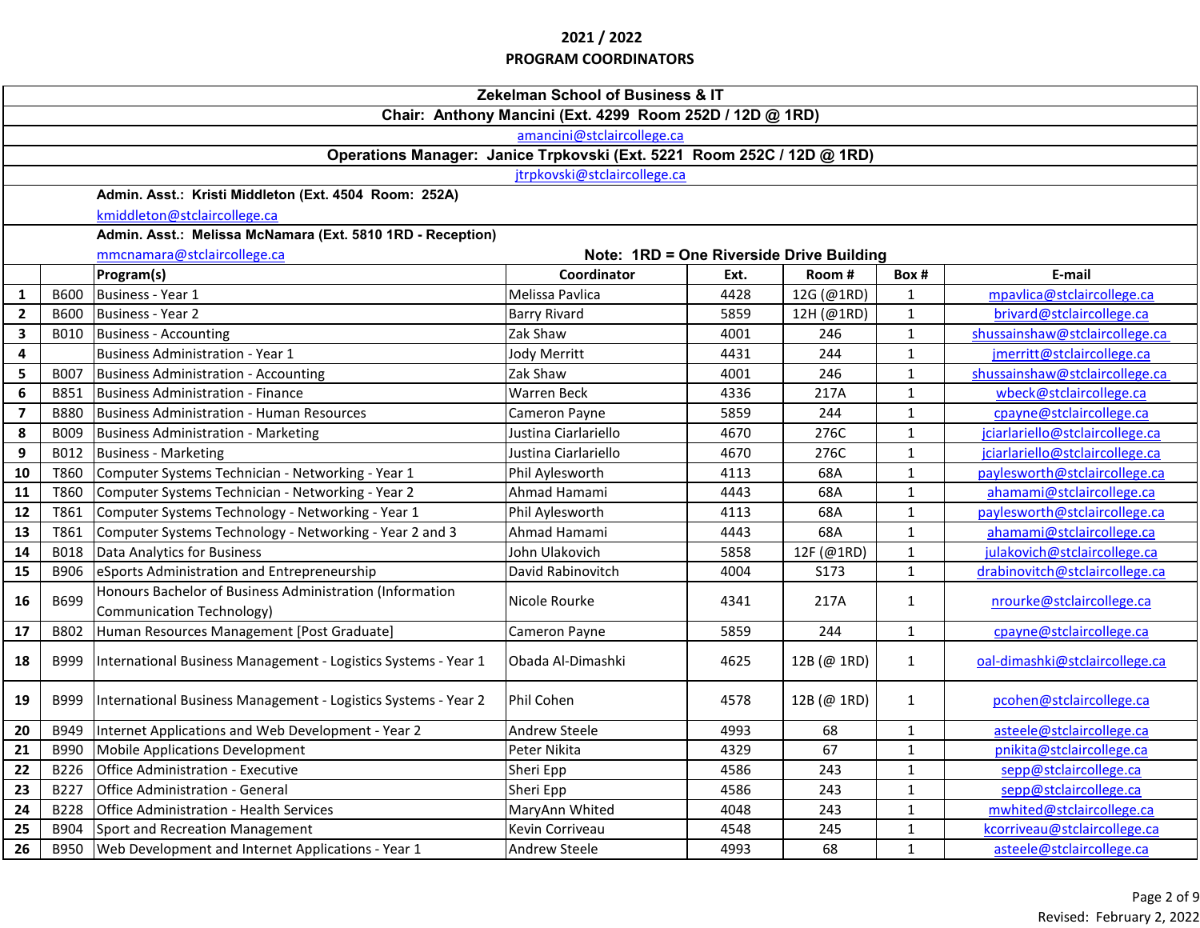## 2021 / 2022
## PROGRAM COORDINATORS

### Zekelman School of Business & IT

**Chair: Anthony Mancini (Ext. 4299 Room 252D / 12D @ 1RD)**

amancini@stclaircollege.ca

**Operations Manager: Janice Trpkovski (Ext. 5221 Room 252C / 12D @ 1RD)**

jtrpkovski@stclaircollege.ca

**Admin. Asst.: Kristi Middleton (Ext. 4504 Room: 252A)**

kmiddleton@stclaircollege.ca

**Admin. Asst.: Melissa McNamara (Ext. 5810 1RD - Reception)**

mmcnamara@stclaircollege.ca

**Note: 1RD = One Riverside Drive Building**

| | | Program(s) | Coordinator | Ext. | Room # | Box # | E-mail |
|---|---|---|---|---|---|---|---|
| 1 | B600 | Business - Year 1 | Melissa Pavlica | 4428 | 12G (@1RD) | 1 | mpavlica@stclaircollege.ca |
| 2 | B600 | Business - Year 2 | Barry Rivard | 5859 | 12H (@1RD) | 1 | brivard@stclaircollege.ca |
| 3 | B010 | Business - Accounting | Zak Shaw | 4001 | 246 | 1 | shussainshaw@stclaircollege.ca |
| 4 | | Business Administration - Year 1 | Jody Merritt | 4431 | 244 | 1 | jmerritt@stclaircollege.ca |
| 5 | B007 | Business Administration - Accounting | Zak Shaw | 4001 | 246 | 1 | shussainshaw@stclaircollege.ca |
| 6 | B851 | Business Administration - Finance | Warren Beck | 4336 | 217A | 1 | wbeck@stclaircollege.ca |
| 7 | B880 | Business Administration - Human Resources | Cameron Payne | 5859 | 244 | 1 | cpayne@stclaircollege.ca |
| 8 | B009 | Business Administration - Marketing | Justina Ciarlariello | 4670 | 276C | 1 | jciarlariello@stclaircollege.ca |
| 9 | B012 | Business - Marketing | Justina Ciarlariello | 4670 | 276C | 1 | jciarlariello@stclaircollege.ca |
| 10 | T860 | Computer Systems Technician - Networking - Year 1 | Phil Aylesworth | 4113 | 68A | 1 | paylesworth@stclaircollege.ca |
| 11 | T860 | Computer Systems Technician - Networking - Year 2 | Ahmad Hamami | 4443 | 68A | 1 | ahamami@stclaircollege.ca |
| 12 | T861 | Computer Systems Technology - Networking - Year 1 | Phil Aylesworth | 4113 | 68A | 1 | paylesworth@stclaircollege.ca |
| 13 | T861 | Computer Systems Technology - Networking - Year 2 and 3 | Ahmad Hamami | 4443 | 68A | 1 | ahamami@stclaircollege.ca |
| 14 | B018 | Data Analytics for Business | John Ulakovich | 5858 | 12F (@1RD) | 1 | julakovich@stclaircollege.ca |
| 15 | B906 | eSports Administration and Entrepreneurship | David Rabinovitch | 4004 | S173 | 1 | drabinovitch@stclaircollege.ca |
| 16 | B699 | Honours Bachelor of Business Administration (Information Communication Technology) | Nicole Rourke | 4341 | 217A | 1 | nrourke@stclaircollege.ca |
| 17 | B802 | Human Resources Management [Post Graduate] | Cameron Payne | 5859 | 244 | 1 | cpayne@stclaircollege.ca |
| 18 | B999 | International Business Management - Logistics Systems - Year 1 | Obada Al-Dimashki | 4625 | 12B (@ 1RD) | 1 | oal-dimashki@stclaircollege.ca |
| 19 | B999 | International Business Management - Logistics Systems - Year 2 | Phil Cohen | 4578 | 12B (@ 1RD) | 1 | pcohen@stclaircollege.ca |
| 20 | B949 | Internet Applications and Web Development - Year 2 | Andrew Steele | 4993 | 68 | 1 | asteele@stclaircollege.ca |
| 21 | B990 | Mobile Applications Development | Peter Nikita | 4329 | 67 | 1 | pnikita@stclaircollege.ca |
| 22 | B226 | Office Administration - Executive | Sheri Epp | 4586 | 243 | 1 | sepp@stclaircollege.ca |
| 23 | B227 | Office Administration - General | Sheri Epp | 4586 | 243 | 1 | sepp@stclaircollege.ca |
| 24 | B228 | Office Administration - Health Services | MaryAnn Whited | 4048 | 243 | 1 | mwhited@stclaircollege.ca |
| 25 | B904 | Sport and Recreation Management | Kevin Corriveau | 4548 | 245 | 1 | kcorriveau@stclaircollege.ca |
| 26 | B950 | Web Development and Internet Applications - Year 1 | Andrew Steele | 4993 | 68 | 1 | asteele@stclaircollege.ca |

Revised: February 2, 2022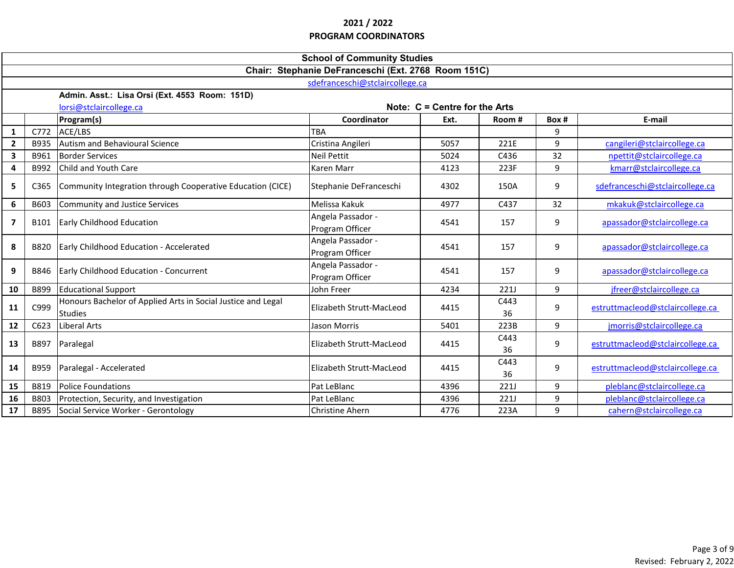## 2021 / 2022
## PROGRAM COORDINATORS

**School of Community Studies**

**Chair: Stephanie DeFranceschi (Ext. 2768 Room 151C)**

sdefranceschi@stclaircollege.ca

**Admin. Asst.: Lisa Orsi (Ext. 4553 Room: 151D)**

lorsi@stclaircollege.ca

**Note: C = Centre for the Arts**

| | | Program(s) | Coordinator | Ext. | Room # | Box # | E-mail |
|---|---|---|---|---|---|---|---|
| 1 | C772 | ACE/LBS | TBA | | | 9 | |
| 2 | B935 | Autism and Behavioural Science | Cristina Angileri | 5057 | 221E | 9 | cangileri@stclaircollege.ca |
| 3 | B961 | Border Services | Neil Pettit | 5024 | C436 | 32 | npettit@stclaircollege.ca |
| 4 | B992 | Child and Youth Care | Karen Marr | 4123 | 223F | 9 | kmarr@stclaircollege.ca |
| 5 | C365 | Community Integration through Cooperative Education (CICE) | Stephanie DeFranceschi | 4302 | 150A | 9 | sdefranceschi@stclaircollege.ca |
| 6 | B603 | Community and Justice Services | Melissa Kakuk | 4977 | C437 | 32 | mkakuk@stclaircollege.ca |
| 7 | B101 | Early Childhood Education | Angela Passador - Program Officer | 4541 | 157 | 9 | apassador@stclaircollege.ca |
| 8 | B820 | Early Childhood Education - Accelerated | Angela Passador - Program Officer | 4541 | 157 | 9 | apassador@stclaircollege.ca |
| 9 | B846 | Early Childhood Education - Concurrent | Angela Passador - Program Officer | 4541 | 157 | 9 | apassador@stclaircollege.ca |
| 10 | B899 | Educational Support | John Freer | 4234 | 221J | 9 | jfreer@stclaircollege.ca |
| 11 | C999 | Honours Bachelor of Applied Arts in Social Justice and Legal Studies | Elizabeth Strutt-MacLeod | 4415 | C443 36 | 9 | estruttmacleod@stclaircollege.ca |
| 12 | C623 | Liberal Arts | Jason Morris | 5401 | 223B | 9 | jmorris@stclaircollege.ca |
| 13 | B897 | Paralegal | Elizabeth Strutt-MacLeod | 4415 | C443 36 | 9 | estruttmacleod@stclaircollege.ca |
| 14 | B959 | Paralegal - Accelerated | Elizabeth Strutt-MacLeod | 4415 | C443 36 | 9 | estruttmacleod@stclaircollege.ca |
| 15 | B819 | Police Foundations | Pat LeBlanc | 4396 | 221J | 9 | pleblanc@stclaircollege.ca |
| 16 | B803 | Protection, Security, and Investigation | Pat LeBlanc | 4396 | 221J | 9 | pleblanc@stclaircollege.ca |
| 17 | B895 | Social Service Worker - Gerontology | Christine Ahern | 4776 | 223A | 9 | cahern@stclaircollege.ca |

Revised: February 2, 2022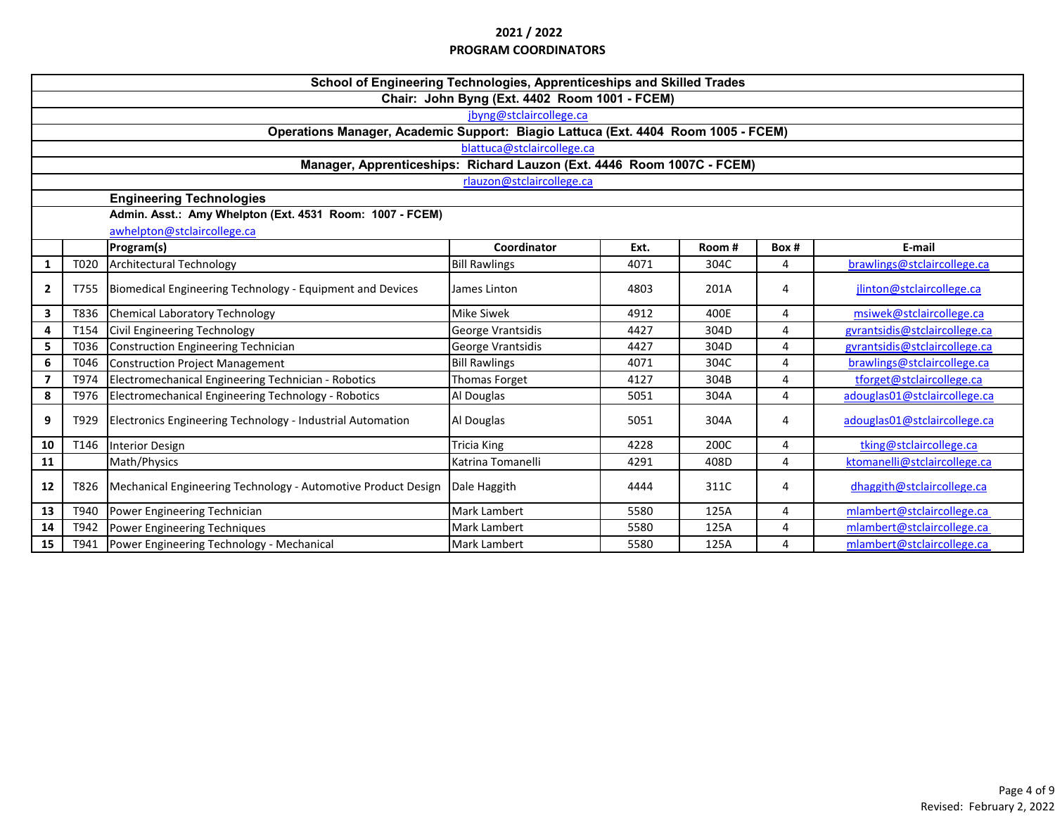## 2021 / 2022
## PROGRAM COORDINATORS

### School of Engineering Technologies, Apprenticeships and Skilled Trades

**Chair: John Byng (Ext. 4402 Room 1001 - FCEM)**

jbyng@stclaircollege.ca

**Operations Manager, Academic Support: Biagio Lattuca (Ext. 4404 Room 1005 - FCEM)**

blattuca@stclaircollege.ca

**Manager, Apprenticeships: Richard Lauzon (Ext. 4446 Room 1007C - FCEM)**

rlauzon@stclaircollege.ca

### Engineering Technologies

**Admin. Asst.: Amy Whelpton (Ext. 4531 Room: 1007 - FCEM)**

awhelpton@stclaircollege.ca

| | | Program(s) | Coordinator | Ext. | Room # | Box # | E-mail |
|---|---|---|---|---|---|---|---|
| 1 | T020 | Architectural Technology | Bill Rawlings | 4071 | 304C | 4 | brawlings@stclaircollege.ca |
| 2 | T755 | Biomedical Engineering Technology - Equipment and Devices | James Linton | 4803 | 201A | 4 | jlinton@stclaircollege.ca |
| 3 | T836 | Chemical Laboratory Technology | Mike Siwek | 4912 | 400E | 4 | msiwek@stclaircollege.ca |
| 4 | T154 | Civil Engineering Technology | George Vrantsidis | 4427 | 304D | 4 | gvrantsidis@stclaircollege.ca |
| 5 | T036 | Construction Engineering Technician | George Vrantsidis | 4427 | 304D | 4 | gvrantsidis@stclaircollege.ca |
| 6 | T046 | Construction Project Management | Bill Rawlings | 4071 | 304C | 4 | brawlings@stclaircollege.ca |
| 7 | T974 | Electromechanical Engineering Technician - Robotics | Thomas Forget | 4127 | 304B | 4 | tforget@stclaircollege.ca |
| 8 | T976 | Electromechanical Engineering Technology - Robotics | Al Douglas | 5051 | 304A | 4 | adouglas01@stclaircollege.ca |
| 9 | T929 | Electronics Engineering Technology - Industrial Automation | Al Douglas | 5051 | 304A | 4 | adouglas01@stclaircollege.ca |
| 10 | T146 | Interior Design | Tricia King | 4228 | 200C | 4 | tking@stclaircollege.ca |
| 11 | | Math/Physics | Katrina Tomanelli | 4291 | 408D | 4 | ktomanelli@stclaircollege.ca |
| 12 | T826 | Mechanical Engineering Technology - Automotive Product Design | Dale Haggith | 4444 | 311C | 4 | dhaggith@stclaircollege.ca |
| 13 | T940 | Power Engineering Technician | Mark Lambert | 5580 | 125A | 4 | mlambert@stclaircollege.ca |
| 14 | T942 | Power Engineering Techniques | Mark Lambert | 5580 | 125A | 4 | mlambert@stclaircollege.ca |
| 15 | T941 | Power Engineering Technology - Mechanical | Mark Lambert | 5580 | 125A | 4 | mlambert@stclaircollege.ca |

Revised: February 2, 2022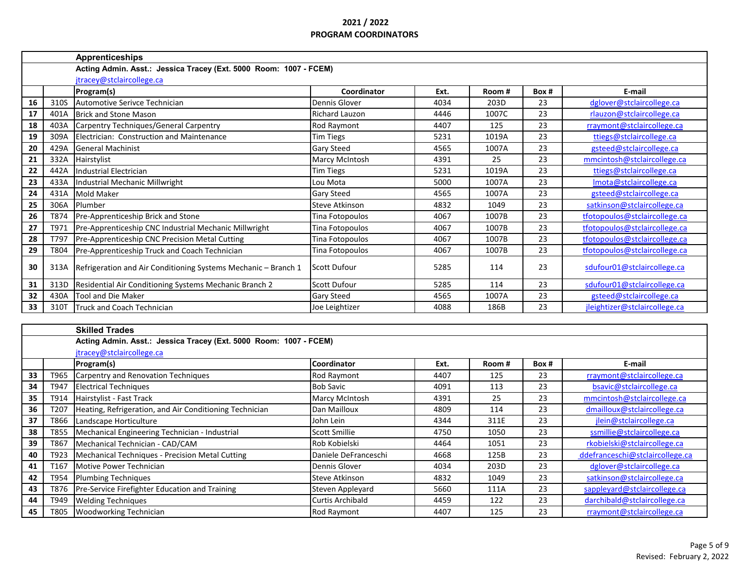## 2021 / 2022
## PROGRAM COORDINATORS

### Apprenticeships

**Acting Admin. Asst.: Jessica Tracey (Ext. 5000 Room: 1007 - FCEM)**
jtracey@stclaircollege.ca

| | | Program(s) | Coordinator | Ext. | Room # | Box # | E-mail |
|---|---|---|---|---|---|---|---|
| 16 | 310S | Automotive Serivce Technician | Dennis Glover | 4034 | 203D | 23 | dglover@stclaircollege.ca |
| 17 | 401A | Brick and Stone Mason | Richard Lauzon | 4446 | 1007C | 23 | rlauzon@stclaircollege.ca |
| 18 | 403A | Carpentry Techniques/General Carpentry | Rod Raymont | 4407 | 125 | 23 | rraymont@stclaircollege.ca |
| 19 | 309A | Electrician: Construction and Maintenance | Tim Tiegs | 5231 | 1019A | 23 | ttiegs@stclaircollege.ca |
| 20 | 429A | General Machinist | Gary Steed | 4565 | 1007A | 23 | gsteed@stclaircollege.ca |
| 21 | 332A | Hairstylist | Marcy McIntosh | 4391 | 25 | 23 | mmcintosh@stclaircollege.ca |
| 22 | 442A | Industrial Electrician | Tim Tiegs | 5231 | 1019A | 23 | ttiegs@stclaircollege.ca |
| 23 | 433A | Industrial Mechanic Millwright | Lou Mota | 5000 | 1007A | 23 | lmota@stclaircollege.ca |
| 24 | 431A | Mold Maker | Gary Steed | 4565 | 1007A | 23 | gsteed@stclaircollege.ca |
| 25 | 306A | Plumber | Steve Atkinson | 4832 | 1049 | 23 | satkinson@stclaircollege.ca |
| 26 | T874 | Pre-Apprenticeship Brick and Stone | Tina Fotopoulos | 4067 | 1007B | 23 | tfotopoulos@stclaircollege.ca |
| 27 | T971 | Pre-Apprenticeship CNC Industrial Mechanic Millwright | Tina Fotopoulos | 4067 | 1007B | 23 | tfotopoulos@stclaircollege.ca |
| 28 | T797 | Pre-Apprenticeship CNC Precision Metal Cutting | Tina Fotopoulos | 4067 | 1007B | 23 | tfotopoulos@stclaircollege.ca |
| 29 | T804 | Pre-Apprenticeship Truck and Coach Technician | Tina Fotopoulos | 4067 | 1007B | 23 | tfotopoulos@stclaircollege.ca |
| 30 | 313A | Refrigeration and Air Conditioning Systems Mechanic – Branch 1 | Scott Dufour | 5285 | 114 | 23 | sdufour01@stclaircollege.ca |
| 31 | 313D | Residential Air Conditioning Systems Mechanic Branch 2 | Scott Dufour | 5285 | 114 | 23 | sdufour01@stclaircollege.ca |
| 32 | 430A | Tool and Die Maker | Gary Steed | 4565 | 1007A | 23 | gsteed@stclaircollege.ca |
| 33 | 310T | Truck and Coach Technician | Joe Leightizer | 4088 | 186B | 23 | jleightizer@stclaircollege.ca |

### Skilled Trades

**Acting Admin. Asst.: Jessica Tracey (Ext. 5000 Room: 1007 - FCEM)**
jtracey@stclaircollege.ca

| | | Program(s) | Coordinator | Ext. | Room # | Box # | E-mail |
|---|---|---|---|---|---|---|---|
| 33 | T965 | Carpentry and Renovation Techniques | Rod Raymont | 4407 | 125 | 23 | rraymont@stclaircollege.ca |
| 34 | T947 | Electrical Techniques | Bob Savic | 4091 | 113 | 23 | bsavic@stclaircollege.ca |
| 35 | T914 | Hairstylist - Fast Track | Marcy McIntosh | 4391 | 25 | 23 | mmcintosh@stclaircollege.ca |
| 36 | T207 | Heating, Refrigeration, and Air Conditioning Technician | Dan Mailloux | 4809 | 114 | 23 | dmailloux@stclaircollege.ca |
| 37 | T866 | Landscape Horticulture | John Lein | 4344 | 311E | 23 | jlein@stclaircollege.ca |
| 38 | T855 | Mechanical Engineering Technician - Industrial | Scott Smillie | 4750 | 1050 | 23 | ssmillie@stclaircollege.ca |
| 39 | T867 | Mechanical Technician - CAD/CAM | Rob Kobielski | 4464 | 1051 | 23 | rkobielski@stclaircollege.ca |
| 40 | T923 | Mechanical Techniques - Precision Metal Cutting | Daniele DeFranceschi | 4668 | 125B | 23 | ddefranceschi@stclaircollege.ca |
| 41 | T167 | Motive Power Technician | Dennis Glover | 4034 | 203D | 23 | dglover@stclaircollege.ca |
| 42 | T954 | Plumbing Techniques | Steve Atkinson | 4832 | 1049 | 23 | satkinson@stclaircollege.ca |
| 43 | T876 | Pre-Service Firefighter Education and Training | Steven Appleyard | 5660 | 111A | 23 | sappleyard@stclaircollege.ca |
| 44 | T949 | Welding Techniques | Curtis Archibald | 4459 | 122 | 23 | darchibald@stclaircollege.ca |
| 45 | T805 | Woodworking Technician | Rod Raymont | 4407 | 125 | 23 | rraymont@stclaircollege.ca |

Revised: February 2, 2022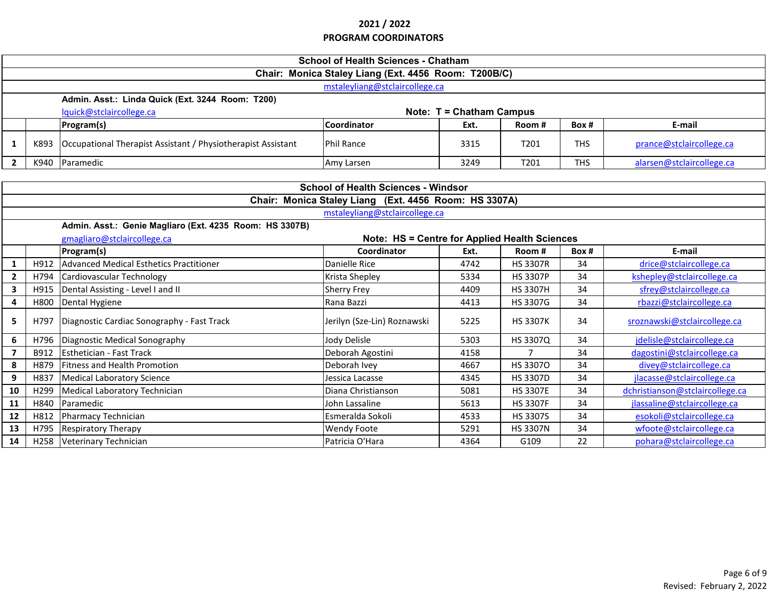## 2021 / 2022
## PROGRAM COORDINATORS

### School of Health Sciences - Chatham

**Chair: Monica Staley Liang (Ext. 4456 Room: T200B/C)**

mstaleyliang@stclaircollege.ca

**Admin. Asst.: Linda Quick (Ext. 3244 Room: T200)**

lquick@stclaircollege.ca

**Note: T = Chatham Campus**

| | | Program(s) | Coordinator | Ext. | Room # | Box # | E-mail |
|---|---|---|---|---|---|---|---|
| 1 | K893 | Occupational Therapist Assistant / Physiotherapist Assistant | Phil Rance | 3315 | T201 | THS | prance@stclaircollege.ca |
| 2 | K940 | Paramedic | Amy Larsen | 3249 | T201 | THS | alarsen@stclaircollege.ca |

### School of Health Sciences - Windsor

**Chair: Monica Staley Liang (Ext. 4456 Room: HS 3307A)**

mstaleyliang@stclaircollege.ca

**Admin. Asst.: Genie Magliaro (Ext. 4235 Room: HS 3307B)**

gmagliaro@stclaircollege.ca

**Note: HS = Centre for Applied Health Sciences**

| | | Program(s) | Coordinator | Ext. | Room # | Box # | E-mail |
|---|---|---|---|---|---|---|---|
| 1 | H912 | Advanced Medical Esthetics Practitioner | Danielle Rice | 4742 | HS 3307R | 34 | drice@stclaircollege.ca |
| 2 | H794 | Cardiovascular Technology | Krista Shepley | 5334 | HS 3307P | 34 | kshepley@stclaircollege.ca |
| 3 | H915 | Dental Assisting - Level I and II | Sherry Frey | 4409 | HS 3307H | 34 | sfrey@stclaircollege.ca |
| 4 | H800 | Dental Hygiene | Rana Bazzi | 4413 | HS 3307G | 34 | rbazzi@stclaircollege.ca |
| 5 | H797 | Diagnostic Cardiac Sonography - Fast Track | Jerilyn (Sze-Lin) Roznawski | 5225 | HS 3307K | 34 | sroznawski@stclaircollege.ca |
| 6 | H796 | Diagnostic Medical Sonography | Jody Delisle | 5303 | HS 3307Q | 34 | jdelisle@stclaircollege.ca |
| 7 | B912 | Esthetician - Fast Track | Deborah Agostini | 4158 | 7 | 34 | dagostini@stclaircollege.ca |
| 8 | H879 | Fitness and Health Promotion | Deborah Ivey | 4667 | HS 3307O | 34 | divey@stclaircollege.ca |
| 9 | H837 | Medical Laboratory Science | Jessica Lacasse | 4345 | HS 3307D | 34 | jlacasse@stclaircollege.ca |
| 10 | H299 | Medical Laboratory Technician | Diana Christianson | 5081 | HS 3307E | 34 | dchristianson@stclaircollege.ca |
| 11 | H840 | Paramedic | John Lassaline | 5613 | HS 3307F | 34 | jlassaline@stclaircollege.ca |
| 12 | H812 | Pharmacy Technician | Esmeralda Sokoli | 4533 | HS 3307S | 34 | esokoli@stclaircollege.ca |
| 13 | H795 | Respiratory Therapy | Wendy Foote | 5291 | HS 3307N | 34 | wfoote@stclaircollege.ca |
| 14 | H258 | Veterinary Technician | Patricia O'Hara | 4364 | G109 | 22 | pohara@stclaircollege.ca |

Revised: February 2, 2022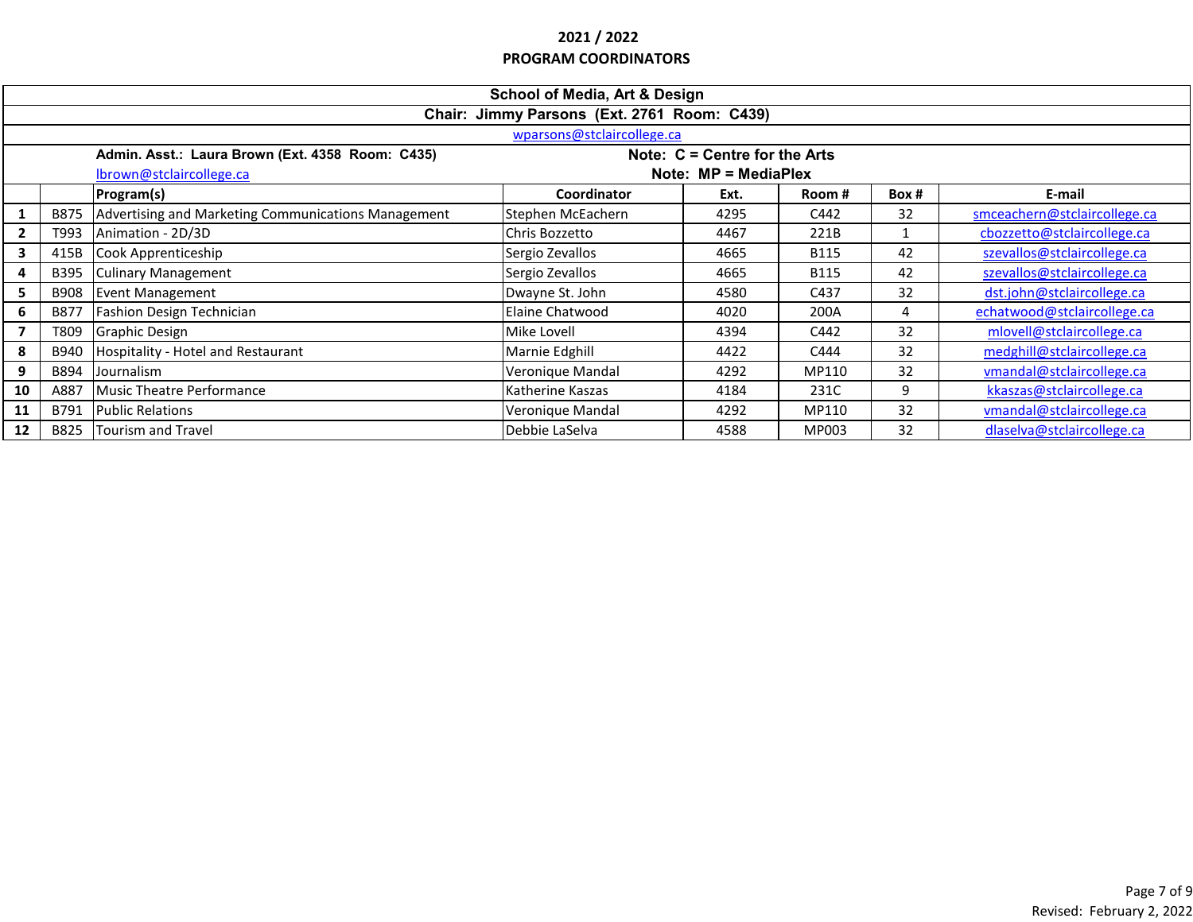**2021 / 2022**
**PROGRAM COORDINATORS**

## School of Media, Art & Design

**Chair: Jimmy Parsons (Ext. 2761 Room: C439)**

wparsons@stclaircollege.ca

**Admin. Asst.: Laura Brown (Ext. 4358 Room: C435)**
lbrown@stclaircollege.ca

**Note: C = Centre for the Arts**
**Note: MP = MediaPlex**

| | | Program(s) | Coordinator | Ext. | Room # | Box # | E-mail |
|---|---|---|---|---|---|---|---|
| 1 | B875 | Advertising and Marketing Communications Management | Stephen McEachern | 4295 | C442 | 32 | smceachern@stclaircollege.ca |
| 2 | T993 | Animation - 2D/3D | Chris Bozzetto | 4467 | 221B | 1 | cbozzetto@stclaircollege.ca |
| 3 | 415B | Cook Apprenticeship | Sergio Zevallos | 4665 | B115 | 42 | szevallos@stclaircollege.ca |
| 4 | B395 | Culinary Management | Sergio Zevallos | 4665 | B115 | 42 | szevallos@stclaircollege.ca |
| 5 | B908 | Event Management | Dwayne St. John | 4580 | C437 | 32 | dst.john@stclaircollege.ca |
| 6 | B877 | Fashion Design Technician | Elaine Chatwood | 4020 | 200A | 4 | echatwood@stclaircollege.ca |
| 7 | T809 | Graphic Design | Mike Lovell | 4394 | C442 | 32 | mlovell@stclaircollege.ca |
| 8 | B940 | Hospitality - Hotel and Restaurant | Marnie Edghill | 4422 | C444 | 32 | medghill@stclaircollege.ca |
| 9 | B894 | Journalism | Veronique Mandal | 4292 | MP110 | 32 | vmandal@stclaircollege.ca |
| 10 | A887 | Music Theatre Performance | Katherine Kaszas | 4184 | 231C | 9 | kkaszas@stclaircollege.ca |
| 11 | B791 | Public Relations | Veronique Mandal | 4292 | MP110 | 32 | vmandal@stclaircollege.ca |
| 12 | B825 | Tourism and Travel | Debbie LaSelva | 4588 | MP003 | 32 | dlaselva@stclaircollege.ca |

Revised: February 2, 2022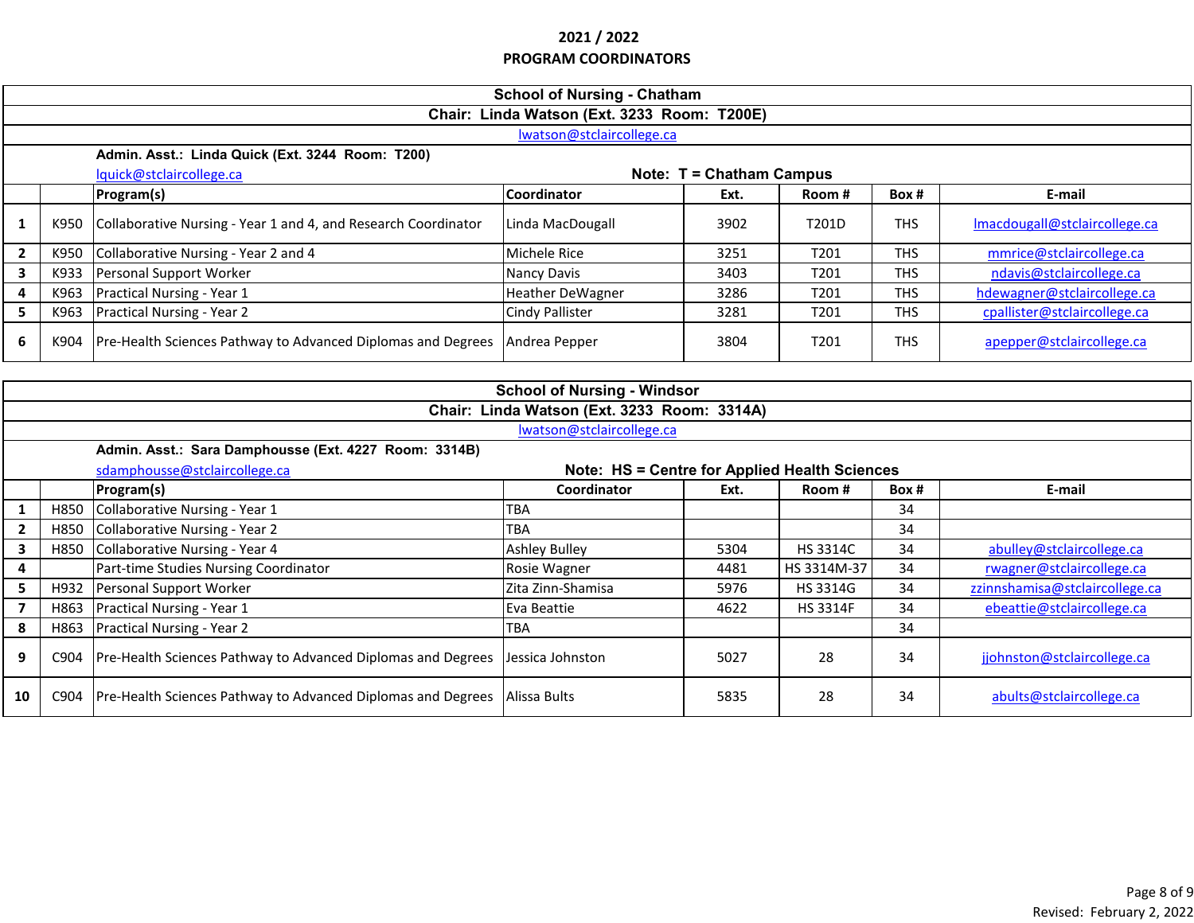**2021 / 2022**
**PROGRAM COORDINATORS**

## School of Nursing - Chatham

**Chair: Linda Watson (Ext. 3233 Room: T200E)**
lwatson@stclaircollege.ca

**Admin. Asst.: Linda Quick (Ext. 3244 Room: T200)**
lquick@stclaircollege.ca

**Note: T = Chatham Campus**

| | | Program(s) | Coordinator | Ext. | Room # | Box # | E-mail |
|---|---|---|---|---|---|---|---|
| 1 | K950 | Collaborative Nursing - Year 1 and 4, and Research Coordinator | Linda MacDougall | 3902 | T201D | THS | lmacdougall@stclaircollege.ca |
| 2 | K950 | Collaborative Nursing - Year 2 and 4 | Michele Rice | 3251 | T201 | THS | mmrice@stclaircollege.ca |
| 3 | K933 | Personal Support Worker | Nancy Davis | 3403 | T201 | THS | ndavis@stclaircollege.ca |
| 4 | K963 | Practical Nursing - Year 1 | Heather DeWagner | 3286 | T201 | THS | hdewagner@stclaircollege.ca |
| 5 | K963 | Practical Nursing - Year 2 | Cindy Pallister | 3281 | T201 | THS | cpallister@stclaircollege.ca |
| 6 | K904 | Pre-Health Sciences Pathway to Advanced Diplomas and Degrees | Andrea Pepper | 3804 | T201 | THS | apepper@stclaircollege.ca |

## School of Nursing - Windsor

**Chair: Linda Watson (Ext. 3233 Room: 3314A)**
lwatson@stclaircollege.ca

**Admin. Asst.: Sara Damphousse (Ext. 4227 Room: 3314B)**
sdamphousse@stclaircollege.ca

**Note: HS = Centre for Applied Health Sciences**

| | | Program(s) | Coordinator | Ext. | Room # | Box # | E-mail |
|---|---|---|---|---|---|---|---|
| 1 | H850 | Collaborative Nursing - Year 1 | TBA | | | 34 | |
| 2 | H850 | Collaborative Nursing - Year 2 | TBA | | | 34 | |
| 3 | H850 | Collaborative Nursing - Year 4 | Ashley Bulley | 5304 | HS 3314C | 34 | abulley@stclaircollege.ca |
| 4 | | Part-time Studies Nursing Coordinator | Rosie Wagner | 4481 | HS 3314M-37 | 34 | rwagner@stclaircollege.ca |
| 5 | H932 | Personal Support Worker | Zita Zinn-Shamisa | 5976 | HS 3314G | 34 | zzinnshamisa@stclaircollege.ca |
| 7 | H863 | Practical Nursing - Year 1 | Eva Beattie | 4622 | HS 3314F | 34 | ebeattie@stclaircollege.ca |
| 8 | H863 | Practical Nursing - Year 2 | TBA | | | 34 | |
| 9 | C904 | Pre-Health Sciences Pathway to Advanced Diplomas and Degrees | Jessica Johnston | 5027 | 28 | 34 | jjohnston@stclaircollege.ca |
| 10 | C904 | Pre-Health Sciences Pathway to Advanced Diplomas and Degrees | Alissa Bults | 5835 | 28 | 34 | abults@stclaircollege.ca |

Revised: February 2, 2022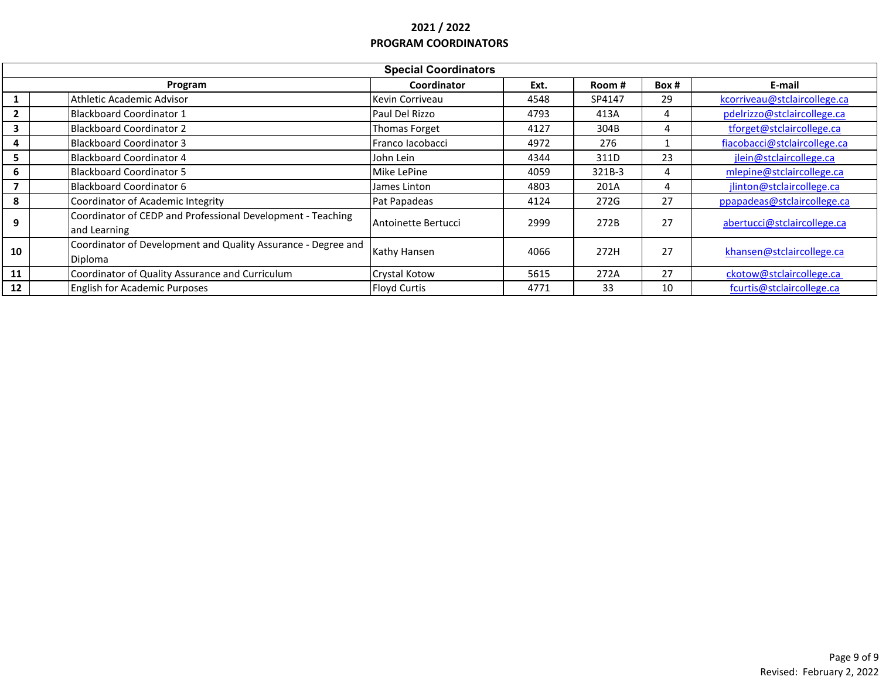## 2021 / 2022
## PROGRAM COORDINATORS

| Special Coordinators | | | | | | | |
|---|---|---|---|---|---|---|---|
| | | Program | Coordinator | Ext. | Room # | Box # | E-mail |
| 1 | | Athletic Academic Advisor | Kevin Corriveau | 4548 | SP4147 | 29 | kcorriveau@stclaircollege.ca |
| 2 | | Blackboard Coordinator 1 | Paul Del Rizzo | 4793 | 413A | 4 | pdelrizzo@stclaircollege.ca |
| 3 | | Blackboard Coordinator 2 | Thomas Forget | 4127 | 304B | 4 | tforget@stclaircollege.ca |
| 4 | | Blackboard Coordinator 3 | Franco Iacobacci | 4972 | 276 | 1 | fiacobacci@stclaircollege.ca |
| 5 | | Blackboard Coordinator 4 | John Lein | 4344 | 311D | 23 | jlein@stclaircollege.ca |
| 6 | | Blackboard Coordinator 5 | Mike LePine | 4059 | 321B-3 | 4 | mlepine@stclaircollege.ca |
| 7 | | Blackboard Coordinator 6 | James Linton | 4803 | 201A | 4 | jlinton@stclaircollege.ca |
| 8 | | Coordinator of Academic Integrity | Pat Papadeas | 4124 | 272G | 27 | ppapadeas@stclaircollege.ca |
| 9 | | Coordinator of CEDP and Professional Development - Teaching and Learning | Antoinette Bertucci | 2999 | 272B | 27 | abertucci@stclaircollege.ca |
| 10 | | Coordinator of Development and Quality Assurance - Degree and Diploma | Kathy Hansen | 4066 | 272H | 27 | khansen@stclaircollege.ca |
| 11 | | Coordinator of Quality Assurance and Curriculum | Crystal Kotow | 5615 | 272A | 27 | ckotow@stclaircollege.ca |
| 12 | | English for Academic Purposes | Floyd Curtis | 4771 | 33 | 10 | fcurtis@stclaircollege.ca |

Revised: February 2, 2022